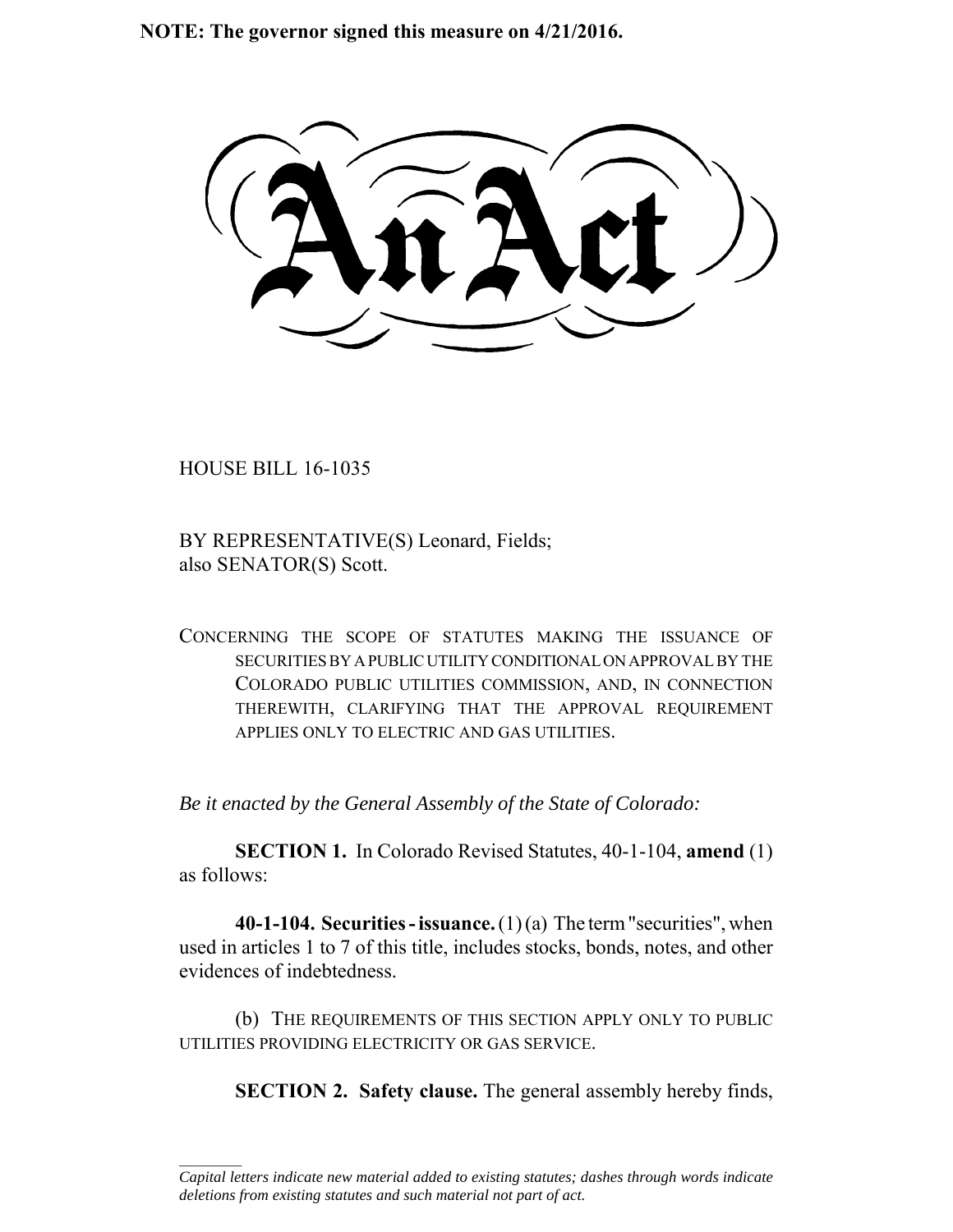**NOTE: The governor signed this measure on 4/21/2016.**

# An Act

HOUSE BILL 16-1035

BY REPRESENTATIVE(S) Leonard, Fields;
also SENATOR(S) Scott.

CONCERNING THE SCOPE OF STATUTES MAKING THE ISSUANCE OF SECURITIES BY A PUBLIC UTILITY CONDITIONAL ON APPROVAL BY THE COLORADO PUBLIC UTILITIES COMMISSION, AND, IN CONNECTION THEREWITH, CLARIFYING THAT THE APPROVAL REQUIREMENT APPLIES ONLY TO ELECTRIC AND GAS UTILITIES.

*Be it enacted by the General Assembly of the State of Colorado:*

**SECTION 1.** In Colorado Revised Statutes, 40-1-104, **amend** (1) as follows:

**40-1-104. Securities - issuance.** (1) (a) The term "securities", when used in articles 1 to 7 of this title, includes stocks, bonds, notes, and other evidences of indebtedness.

(b) THE REQUIREMENTS OF THIS SECTION APPLY ONLY TO PUBLIC UTILITIES PROVIDING ELECTRICITY OR GAS SERVICE.

**SECTION 2. Safety clause.** The general assembly hereby finds,

*Capital letters indicate new material added to existing statutes; dashes through words indicate deletions from existing statutes and such material not part of act.*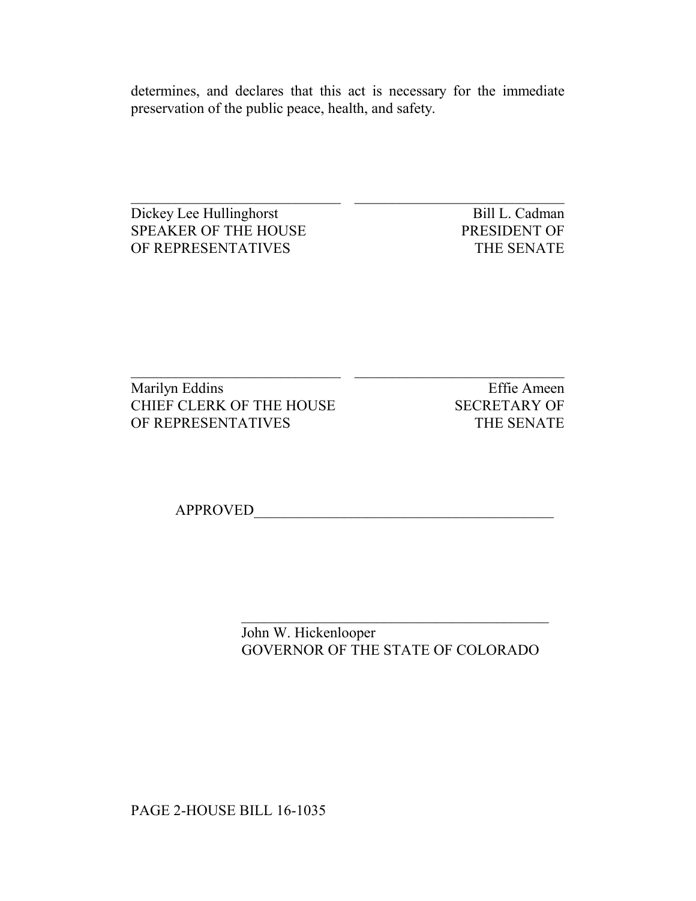determines, and declares that this act is necessary for the immediate preservation of the public peace, health, and safety.

____________________________ ____________________________
Dickey Lee Hullinghorst  
SPEAKER OF THE HOUSE  
OF REPRESENTATIVES

Bill L. Cadman  
PRESIDENT OF  
THE SENATE

____________________________ ____________________________
Marilyn Eddins  
CHIEF CLERK OF THE HOUSE  
OF REPRESENTATIVES

Effie Ameen  
SECRETARY OF  
THE SENATE

APPROVED________________________________________

_________________________________________
John W. Hickenlooper  
GOVERNOR OF THE STATE OF COLORADO

PAGE 2-HOUSE BILL 16-1035